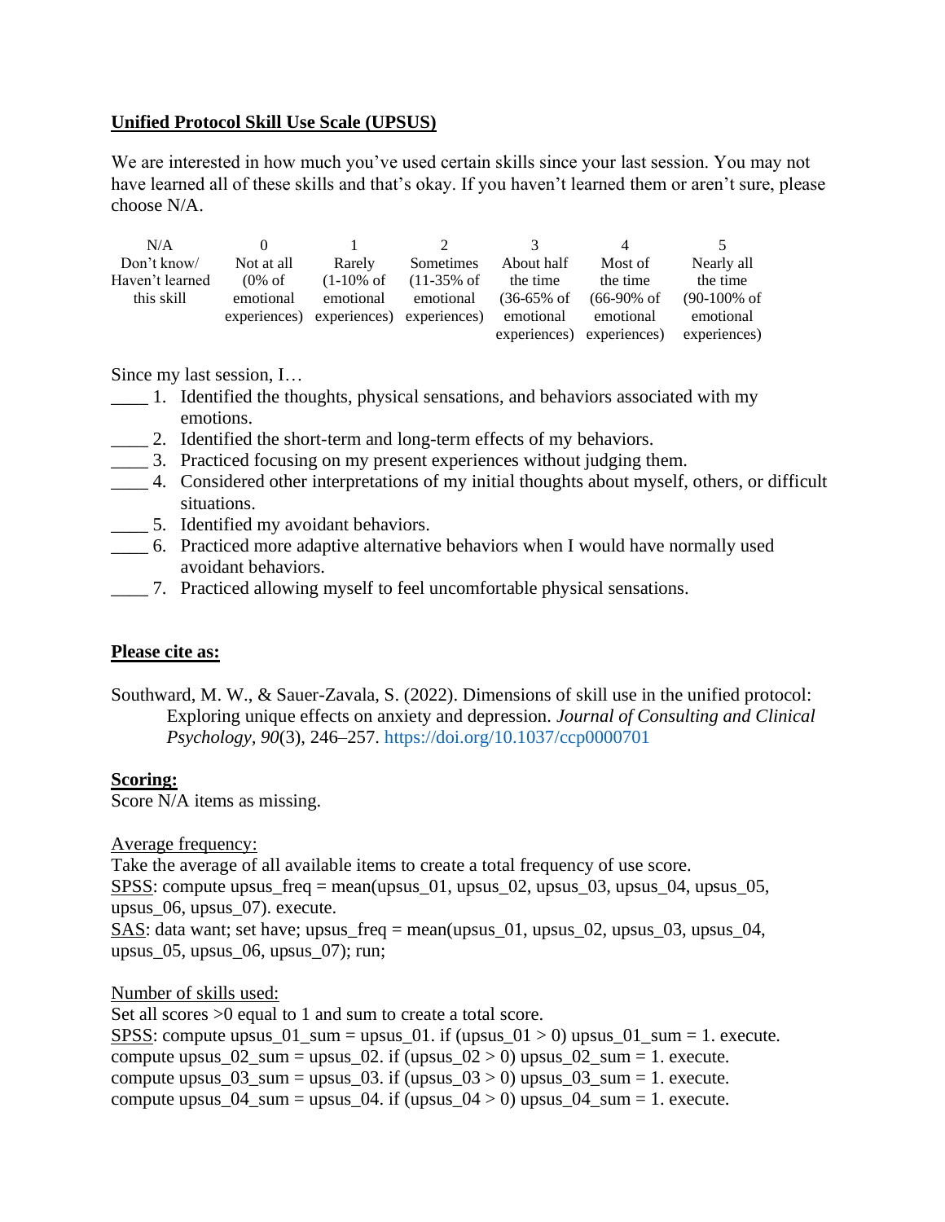## Unified Protocol Skill Use Scale (UPSUS)

We are interested in how much you've used certain skills since your last session. You may not have learned all of these skills and that's okay. If you haven't learned them or aren't sure, please choose N/A.

| N/A | 0 | 1 | 2 | 3 | 4 | 5 |
|---|---|---|---|---|---|---|
| Don't know/ Haven't learned this skill | Not at all (0% of emotional experiences) | Rarely (1-10% of emotional experiences) | Sometimes (11-35% of emotional experiences) | About half the time (36-65% of emotional experiences) | Most of the time (66-90% of emotional experiences) | Nearly all the time (90-100% of emotional experiences) |

Since my last session, I…

____ 1. Identified the thoughts, physical sensations, and behaviors associated with my emotions.
____ 2. Identified the short-term and long-term effects of my behaviors.
____ 3. Practiced focusing on my present experiences without judging them.
____ 4. Considered other interpretations of my initial thoughts about myself, others, or difficult situations.
____ 5. Identified my avoidant behaviors.
____ 6. Practiced more adaptive alternative behaviors when I would have normally used avoidant behaviors.
____ 7. Practiced allowing myself to feel uncomfortable physical sensations.

**Please cite as:**

Southward, M. W., & Sauer-Zavala, S. (2022). Dimensions of skill use in the unified protocol: Exploring unique effects on anxiety and depression. *Journal of Consulting and Clinical Psychology, 90*(3), 246–257. https://doi.org/10.1037/ccp0000701

**Scoring:**

Score N/A items as missing.

Average frequency:

Take the average of all available items to create a total frequency of use score.

SPSS: compute upsus_freq = mean(upsus_01, upsus_02, upsus_03, upsus_04, upsus_05, upsus_06, upsus_07). execute.

SAS: data want; set have; upsus_freq = mean(upsus_01, upsus_02, upsus_03, upsus_04, upsus_05, upsus_06, upsus_07); run;

Number of skills used:

Set all scores >0 equal to 1 and sum to create a total score.

SPSS: compute upsus_01_sum = upsus_01. if (upsus_01 > 0) upsus_01_sum = 1. execute.
compute upsus_02_sum = upsus_02. if (upsus_02 > 0) upsus_02_sum = 1. execute.
compute upsus_03_sum = upsus_03. if (upsus_03 > 0) upsus_03_sum = 1. execute.
compute upsus_04_sum = upsus_04. if (upsus_04 > 0) upsus_04_sum = 1. execute.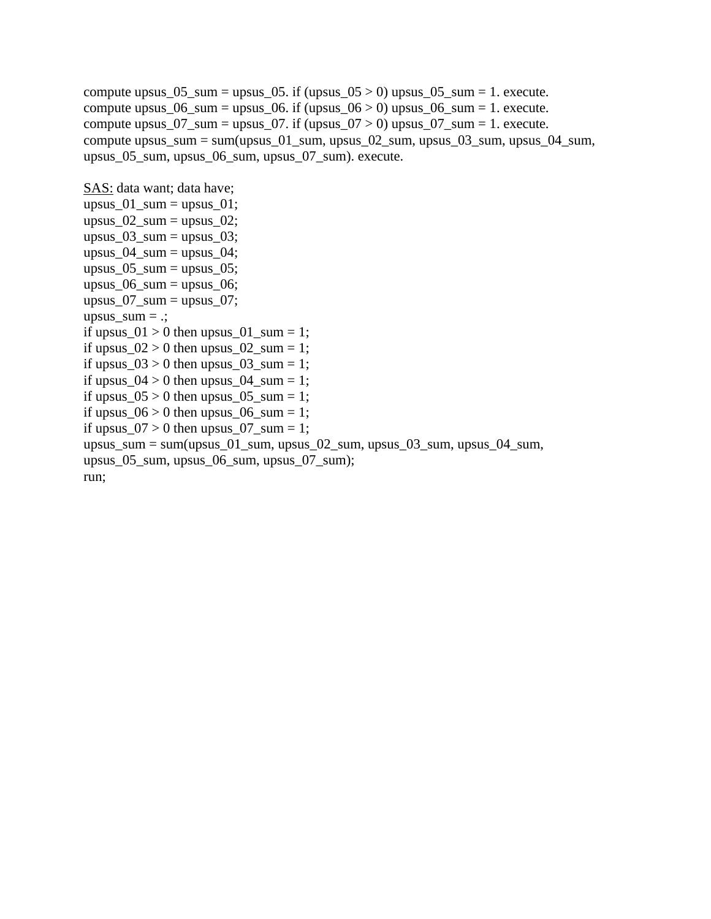compute upsus_05_sum = upsus_05. if (upsus_05 > 0) upsus_05_sum = 1. execute.
compute upsus_06_sum = upsus_06. if (upsus_06 > 0) upsus_06_sum = 1. execute.
compute upsus_07_sum = upsus_07. if (upsus_07 > 0) upsus_07_sum = 1. execute.
compute upsus_sum = sum(upsus_01_sum, upsus_02_sum, upsus_03_sum, upsus_04_sum, upsus_05_sum, upsus_06_sum, upsus_07_sum). execute.

<u>SAS:</u> data want; data have;
upsus_01_sum = upsus_01;
upsus_02_sum = upsus_02;
upsus_03_sum = upsus_03;
upsus_04_sum = upsus_04;
upsus_05_sum = upsus_05;
upsus_06_sum = upsus_06;
upsus_07_sum = upsus_07;
upsus_sum = .;
if upsus_01 > 0 then upsus_01_sum = 1;
if upsus_02 > 0 then upsus_02_sum = 1;
if upsus_03 > 0 then upsus_03_sum = 1;
if upsus_04 > 0 then upsus_04_sum = 1;
if upsus_05 > 0 then upsus_05_sum = 1;
if upsus_06 > 0 then upsus_06_sum = 1;
if upsus_07 > 0 then upsus_07_sum = 1;
upsus_sum = sum(upsus_01_sum, upsus_02_sum, upsus_03_sum, upsus_04_sum, upsus_05_sum, upsus_06_sum, upsus_07_sum);
run;